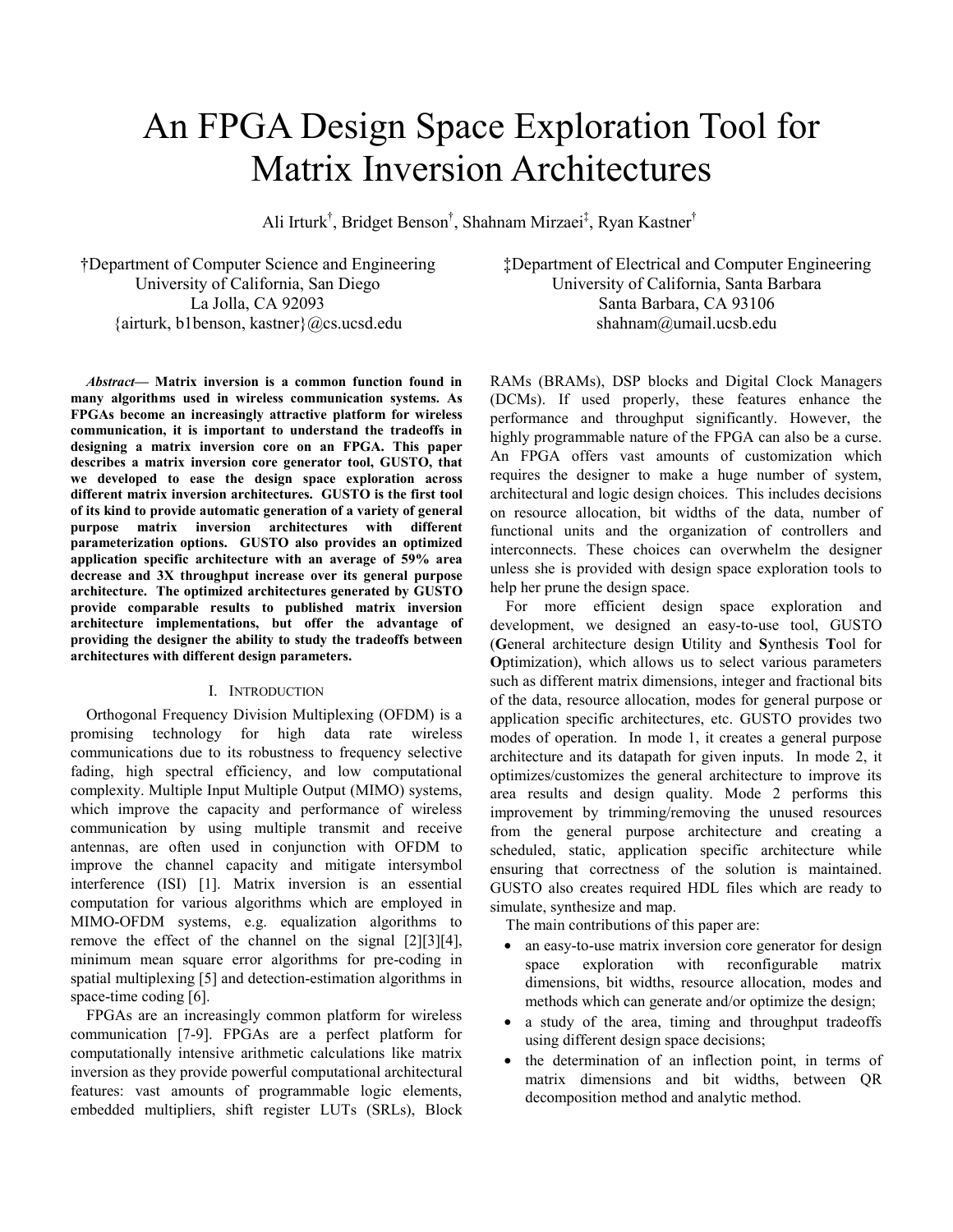# An FPGA Design Space Exploration Tool for Matrix Inversion Architectures

Ali Irturk[†], Bridget Benson[†], Shahnam Mirzaei[‡], Ryan Kastner[†]

†Department of Computer Science and Engineering
University of California, San Diego
La Jolla, CA 92093
{airturk, b1benson, kastner}@cs.ucsd.edu

‡Department of Electrical and Computer Engineering
University of California, Santa Barbara
Santa Barbara, CA 93106
shahnam@umail.ucsb.edu

***Abstract*— Matrix inversion is a common function found in many algorithms used in wireless communication systems. As FPGAs become an increasingly attractive platform for wireless communication, it is important to understand the tradeoffs in designing a matrix inversion core on an FPGA. This paper describes a matrix inversion core generator tool, GUSTO, that we developed to ease the design space exploration across different matrix inversion architectures. GUSTO is the first tool of its kind to provide automatic generation of a variety of general purpose matrix inversion architectures with different parameterization options. GUSTO also provides an optimized application specific architecture with an average of 59% area decrease and 3X throughput increase over its general purpose architecture. The optimized architectures generated by GUSTO provide comparable results to published matrix inversion architecture implementations, but offer the advantage of providing the designer the ability to study the tradeoffs between architectures with different design parameters.**

## I. Introduction

Orthogonal Frequency Division Multiplexing (OFDM) is a promising technology for high data rate wireless communications due to its robustness to frequency selective fading, high spectral efficiency, and low computational complexity. Multiple Input Multiple Output (MIMO) systems, which improve the capacity and performance of wireless communication by using multiple transmit and receive antennas, are often used in conjunction with OFDM to improve the channel capacity and mitigate intersymbol interference (ISI) [1]. Matrix inversion is an essential computation for various algorithms which are employed in MIMO-OFDM systems, e.g. equalization algorithms to remove the effect of the channel on the signal [2][3][4], minimum mean square error algorithms for pre-coding in spatial multiplexing [5] and detection-estimation algorithms in space-time coding [6].

FPGAs are an increasingly common platform for wireless communication [7-9]. FPGAs are a perfect platform for computationally intensive arithmetic calculations like matrix inversion as they provide powerful computational architectural features: vast amounts of programmable logic elements, embedded multipliers, shift register LUTs (SRLs), Block RAMs (BRAMs), DSP blocks and Digital Clock Managers (DCMs). If used properly, these features enhance the performance and throughput significantly. However, the highly programmable nature of the FPGA can also be a curse. An FPGA offers vast amounts of customization which requires the designer to make a huge number of system, architectural and logic design choices. This includes decisions on resource allocation, bit widths of the data, number of functional units and the organization of controllers and interconnects. These choices can overwhelm the designer unless she is provided with design space exploration tools to help her prune the design space.

For more efficient design space exploration and development, we designed an easy-to-use tool, GUSTO (**G**eneral architecture design **U**tility and **S**ynthesis **T**ool for **O**ptimization), which allows us to select various parameters such as different matrix dimensions, integer and fractional bits of the data, resource allocation, modes for general purpose or application specific architectures, etc. GUSTO provides two modes of operation. In mode 1, it creates a general purpose architecture and its datapath for given inputs. In mode 2, it optimizes/customizes the general architecture to improve its area results and design quality. Mode 2 performs this improvement by trimming/removing the unused resources from the general purpose architecture and creating a scheduled, static, application specific architecture while ensuring that correctness of the solution is maintained. GUSTO also creates required HDL files which are ready to simulate, synthesize and map.

The main contributions of this paper are:

- an easy-to-use matrix inversion core generator for design space exploration with reconfigurable matrix dimensions, bit widths, resource allocation, modes and methods which can generate and/or optimize the design;
- a study of the area, timing and throughput tradeoffs using different design space decisions;
- the determination of an inflection point, in terms of matrix dimensions and bit widths, between QR decomposition method and analytic method.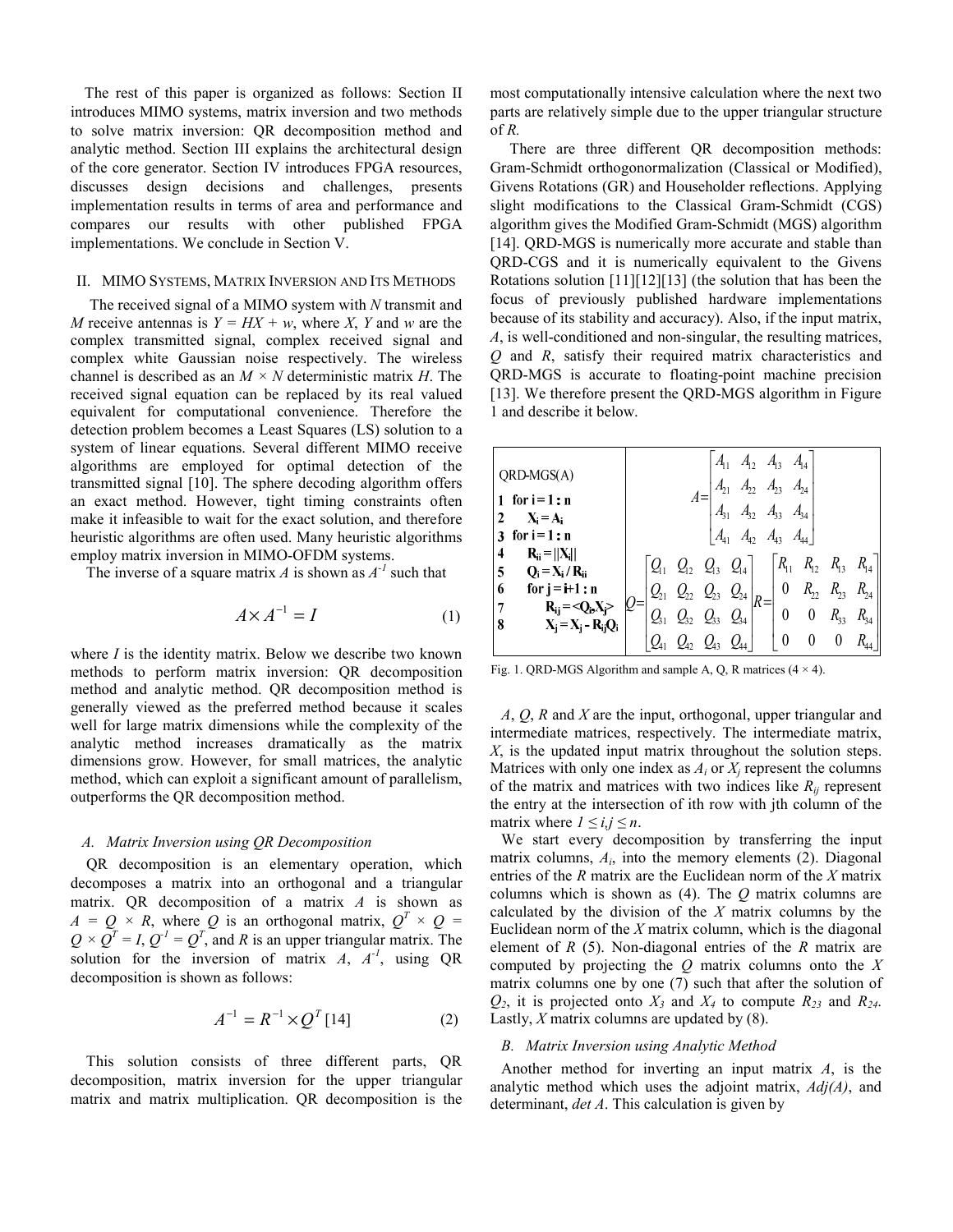The rest of this paper is organized as follows: Section II introduces MIMO systems, matrix inversion and two methods to solve matrix inversion: QR decomposition method and analytic method. Section III explains the architectural design of the core generator. Section IV introduces FPGA resources, discusses design decisions and challenges, presents implementation results in terms of area and performance and compares our results with other published FPGA implementations. We conclude in Section V.

## II. MIMO Systems, Matrix Inversion and Its Methods

The received signal of a MIMO system with $N$ transmit and $M$ receive antennas is $Y = HX + w$, where $X$, $Y$ and $w$ are the complex transmitted signal, complex received signal and complex white Gaussian noise respectively. The wireless channel is described as an $M \times N$ deterministic matrix $H$. The received signal equation can be replaced by its real valued equivalent for computational convenience. Therefore the detection problem becomes a Least Squares (LS) solution to a system of linear equations. Several different MIMO receive algorithms are employed for optimal detection of the transmitted signal [10]. The sphere decoding algorithm offers an exact method. However, tight timing constraints often make it infeasible to wait for the exact solution, and therefore heuristic algorithms are often used. Many heuristic algorithms employ matrix inversion in MIMO-OFDM systems.

The inverse of a square matrix $A$ is shown as $A^{-1}$ such that

$$A \times A^{-1} = I \tag{1}$$

where $I$ is the identity matrix. Below we describe two known methods to perform matrix inversion: QR decomposition method and analytic method. QR decomposition method is generally viewed as the preferred method because it scales well for large matrix dimensions while the complexity of the analytic method increases dramatically as the matrix dimensions grow. However, for small matrices, the analytic method, which can exploit a significant amount of parallelism, outperforms the QR decomposition method.

### A. Matrix Inversion using QR Decomposition

QR decomposition is an elementary operation, which decomposes a matrix into an orthogonal and a triangular matrix. QR decomposition of a matrix $A$ is shown as $A = Q \times R$, where $Q$ is an orthogonal matrix, $Q^T \times Q = Q \times Q^T = I$, $Q^{-1} = Q^T$, and $R$ is an upper triangular matrix. The solution for the inversion of matrix $A$, $A^{-1}$, using QR decomposition is shown as follows:

$$A^{-1} = R^{-1} \times Q^T \text{ [14]} \tag{2}$$

This solution consists of three different parts, QR decomposition, matrix inversion for the upper triangular matrix and matrix multiplication. QR decomposition is the most computationally intensive calculation where the next two parts are relatively simple due to the upper triangular structure of $R$.

There are three different QR decomposition methods: Gram-Schmidt orthogonormalization (Classical or Modified), Givens Rotations (GR) and Householder reflections. Applying slight modifications to the Classical Gram-Schmidt (CGS) algorithm gives the Modified Gram-Schmidt (MGS) algorithm [14]. QRD-MGS is numerically more accurate and stable than QRD-CGS and it is numerically equivalent to the Givens Rotations solution [11][12][13] (the solution that has been the focus of previously published hardware implementations because of its stability and accuracy). Also, if the input matrix, $A$, is well-conditioned and non-singular, the resulting matrices, $Q$ and $R$, satisfy their required matrix characteristics and QRD-MGS is accurate to floating-point machine precision [13]. We therefore present the QRD-MGS algorithm in Figure 1 and describe it below.

```
QRD-MGS(A)
1  for i = 1 : n
2      X_i = A_i
3  for i = 1 : n
4      R_ii = ||X_i||
5      Q_i = X_i / R_ii
6      for j = i+1 : n
7          R_ij = <Q_i, X_j>
8          X_j = X_j - R_ij Q_i
```

$$A = \begin{bmatrix} A_{11} & A_{12} & A_{13} & A_{14} \\ A_{21} & A_{22} & A_{23} & A_{24} \\ A_{31} & A_{32} & A_{33} & A_{34} \\ A_{41} & A_{42} & A_{43} & A_{44} \end{bmatrix}$$

$$Q = \begin{bmatrix} Q_{11} & Q_{12} & Q_{13} & Q_{14} \\ Q_{21} & Q_{22} & Q_{23} & Q_{24} \\ Q_{31} & Q_{32} & Q_{33} & Q_{34} \\ Q_{41} & Q_{42} & Q_{43} & Q_{44} \end{bmatrix} \quad R = \begin{bmatrix} R_{11} & R_{12} & R_{13} & R_{14} \\ 0 & R_{22} & R_{23} & R_{24} \\ 0 & 0 & R_{33} & R_{34} \\ 0 & 0 & 0 & R_{44} \end{bmatrix}$$

Fig. 1. QRD-MGS Algorithm and sample A, Q, R matrices (4 × 4).

$A$, $Q$, $R$ and $X$ are the input, orthogonal, upper triangular and intermediate matrices, respectively. The intermediate matrix, $X$, is the updated input matrix throughout the solution steps. Matrices with only one index as $A_i$ or $X_j$ represent the columns of the matrix and matrices with two indices like $R_{ij}$ represent the entry at the intersection of ith row with jth column of the matrix where $1 \leq i,j \leq n$.

We start every decomposition by transferring the input matrix columns, $A_i$, into the memory elements (2). Diagonal entries of the $R$ matrix are the Euclidean norm of the $X$ matrix columns which is shown as (4). The $Q$ matrix columns are calculated by the division of the $X$ matrix columns by the Euclidean norm of the $X$ matrix column, which is the diagonal element of $R$ (5). Non-diagonal entries of the $R$ matrix are computed by projecting the $Q$ matrix columns onto the $X$ matrix columns one by one (7) such that after the solution of $Q_2$, it is projected onto $X_3$ and $X_4$ to compute $R_{23}$ and $R_{24}$. Lastly, $X$ matrix columns are updated by (8).

### B. Matrix Inversion using Analytic Method

Another method for inverting an input matrix $A$, is the analytic method which uses the adjoint matrix, $Adj(A)$, and determinant, $det\ A$. This calculation is given by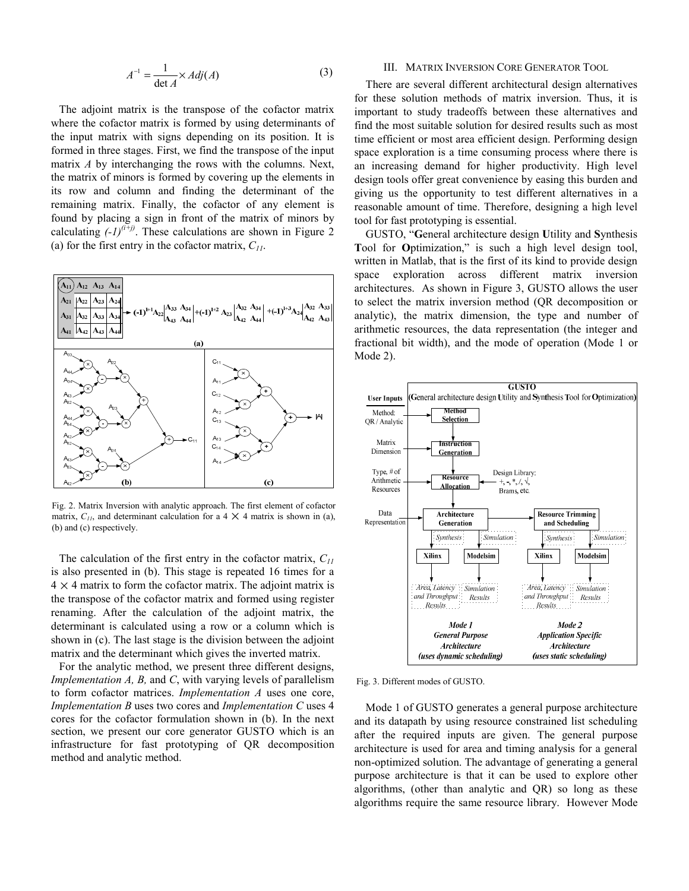$$A^{-1} = \frac{1}{\det A} \times Adj(A) \tag{3}$$

The adjoint matrix is the transpose of the cofactor matrix where the cofactor matrix is formed by using determinants of the input matrix with signs depending on its position. It is formed in three stages. First, we find the transpose of the input matrix $A$ by interchanging the rows with the columns. Next, the matrix of minors is formed by covering up the elements in its row and column and finding the determinant of the remaining matrix. Finally, the cofactor of any element is found by placing a sign in front of the matrix of minors by calculating $(-1)^{(i+j)}$. These calculations are shown in Figure 2 (a) for the first entry in the cofactor matrix, $C_{11}$.

Fig. 2. Matrix Inversion with analytic approach. The first element of cofactor matrix, $C_{11}$, and determinant calculation for a $4 \times 4$ matrix is shown in (a), (b) and (c) respectively.

The calculation of the first entry in the cofactor matrix, $C_{11}$ is also presented in (b). This stage is repeated 16 times for a $4 \times 4$ matrix to form the cofactor matrix. The adjoint matrix is the transpose of the cofactor matrix and formed using register renaming. After the calculation of the adjoint matrix, the determinant is calculated using a row or a column which is shown in (c). The last stage is the division between the adjoint matrix and the determinant which gives the inverted matrix.

For the analytic method, we present three different designs, *Implementation A, B,* and *C*, with varying levels of parallelism to form cofactor matrices. *Implementation A* uses one core, *Implementation B* uses two cores and *Implementation C* uses 4 cores for the cofactor formulation shown in (b). In the next section, we present our core generator GUSTO which is an infrastructure for fast prototyping of QR decomposition method and analytic method.

## III. Matrix Inversion Core Generator Tool

There are several different architectural design alternatives for these solution methods of matrix inversion. Thus, it is important to study tradeoffs between these alternatives and find the most suitable solution for desired results such as most time efficient or most area efficient design. Performing design space exploration is a time consuming process where there is an increasing demand for higher productivity. High level design tools offer great convenience by easing this burden and giving us the opportunity to test different alternatives in a reasonable amount of time. Therefore, designing a high level tool for fast prototyping is essential.

GUSTO, "**G**eneral architecture design **U**tility and **S**ynthesis **T**ool for **O**ptimization," is such a high level design tool, written in Matlab, that is the first of its kind to provide design space exploration across different matrix inversion architectures. As shown in Figure 3, GUSTO allows the user to select the matrix inversion method (QR decomposition or analytic), the matrix dimension, the type and number of arithmetic resources, the data representation (the integer and fractional bit width), and the mode of operation (Mode 1 or Mode 2).

Fig. 3. Different modes of GUSTO.

Mode 1 of GUSTO generates a general purpose architecture and its datapath by using resource constrained list scheduling after the required inputs are given. The general purpose architecture is used for area and timing analysis for a general non-optimized solution. The advantage of generating a general purpose architecture is that it can be used to explore other algorithms, (other than analytic and QR) so long as these algorithms require the same resource library. However Mode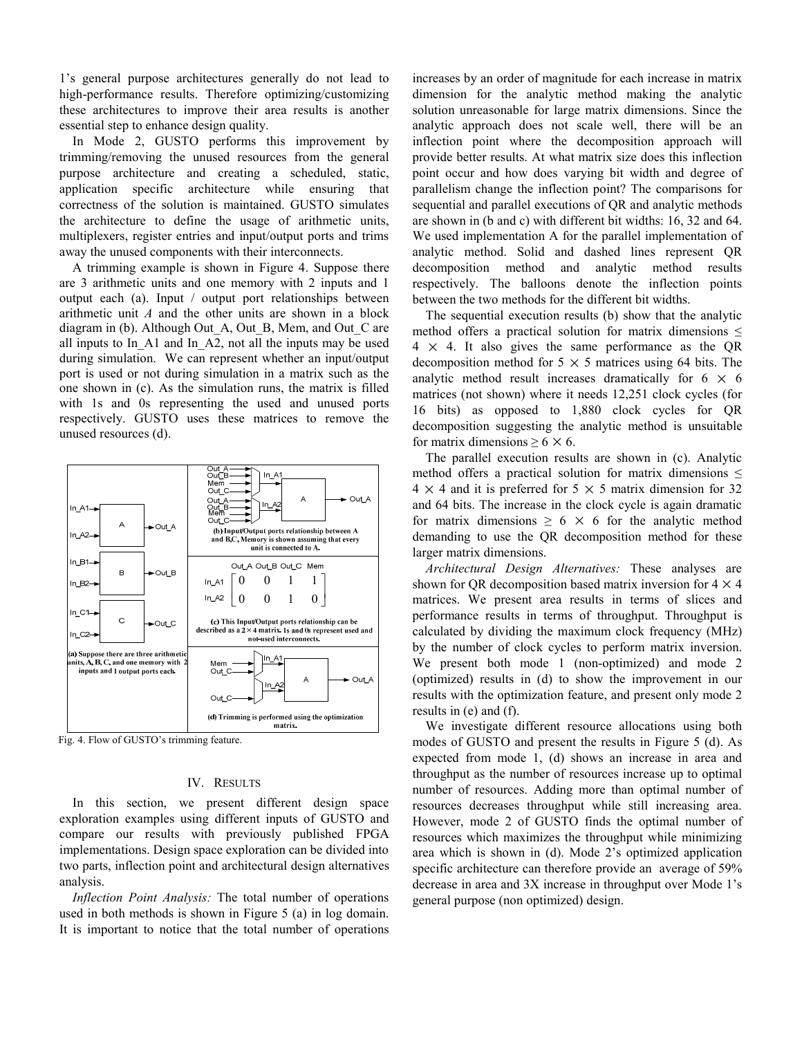1's general purpose architectures generally do not lead to high-performance results. Therefore optimizing/customizing these architectures to improve their area results is another essential step to enhance design quality.

In Mode 2, GUSTO performs this improvement by trimming/removing the unused resources from the general purpose architecture and creating a scheduled, static, application specific architecture while ensuring that correctness of the solution is maintained. GUSTO simulates the architecture to define the usage of arithmetic units, multiplexers, register entries and input/output ports and trims away the unused components with their interconnects.

A trimming example is shown in Figure 4. Suppose there are 3 arithmetic units and one memory with 2 inputs and 1 output each (a). Input / output port relationships between arithmetic unit *A* and the other units are shown in a block diagram in (b). Although Out_A, Out_B, Mem, and Out_C are all inputs to In_A1 and In_A2, not all the inputs may be used during simulation. We can represent whether an input/output port is used or not during simulation in a matrix such as the one shown in (c). As the simulation runs, the matrix is filled with 1s and 0s representing the used and unused ports respectively. GUSTO uses these matrices to remove the unused resources (d).

Fig. 4. Flow of GUSTO's trimming feature.

## IV. Results

In this section, we present different design space exploration examples using different inputs of GUSTO and compare our results with previously published FPGA implementations. Design space exploration can be divided into two parts, inflection point and architectural design alternatives analysis.

*Inflection Point Analysis:* The total number of operations used in both methods is shown in Figure 5 (a) in log domain. It is important to notice that the total number of operations increases by an order of magnitude for each increase in matrix dimension for the analytic method making the analytic solution unreasonable for large matrix dimensions. Since the analytic approach does not scale well, there will be an inflection point where the decomposition approach will provide better results. At what matrix size does this inflection point occur and how does varying bit width and degree of parallelism change the inflection point? The comparisons for sequential and parallel executions of QR and analytic methods are shown in (b and c) with different bit widths: 16, 32 and 64. We used implementation A for the parallel implementation of analytic method. Solid and dashed lines represent QR decomposition method and analytic method results respectively. The balloons denote the inflection points between the two methods for the different bit widths.

The sequential execution results (b) show that the analytic method offers a practical solution for matrix dimensions $\leq 4 \times 4$. It also gives the same performance as the QR decomposition method for $5 \times 5$ matrices using 64 bits. The analytic method result increases dramatically for $6 \times 6$ matrices (not shown) where it needs 12,251 clock cycles (for 16 bits) as opposed to 1,880 clock cycles for QR decomposition suggesting the analytic method is unsuitable for matrix dimensions $\geq 6 \times 6$.

The parallel execution results are shown in (c). Analytic method offers a practical solution for matrix dimensions $\leq 4 \times 4$ and it is preferred for $5 \times 5$ matrix dimension for 32 and 64 bits. The increase in the clock cycle is again dramatic for matrix dimensions $\geq 6 \times 6$ for the analytic method demanding to use the QR decomposition method for these larger matrix dimensions.

*Architectural Design Alternatives:* These analyses are shown for QR decomposition based matrix inversion for $4 \times 4$ matrices. We present area results in terms of slices and performance results in terms of throughput. Throughput is calculated by dividing the maximum clock frequency (MHz) by the number of clock cycles to perform matrix inversion. We present both mode 1 (non-optimized) and mode 2 (optimized) results in (d) to show the improvement in our results with the optimization feature, and present only mode 2 results in (e) and (f).

We investigate different resource allocations using both modes of GUSTO and present the results in Figure 5 (d). As expected from mode 1, (d) shows an increase in area and throughput as the number of resources increase up to optimal number of resources. Adding more than optimal number of resources decreases throughput while still increasing area. However, mode 2 of GUSTO finds the optimal number of resources which maximizes the throughput while minimizing area which is shown in (d). Mode 2's optimized application specific architecture can therefore provide an average of 59% decrease in area and 3X increase in throughput over Mode 1's general purpose (non optimized) design.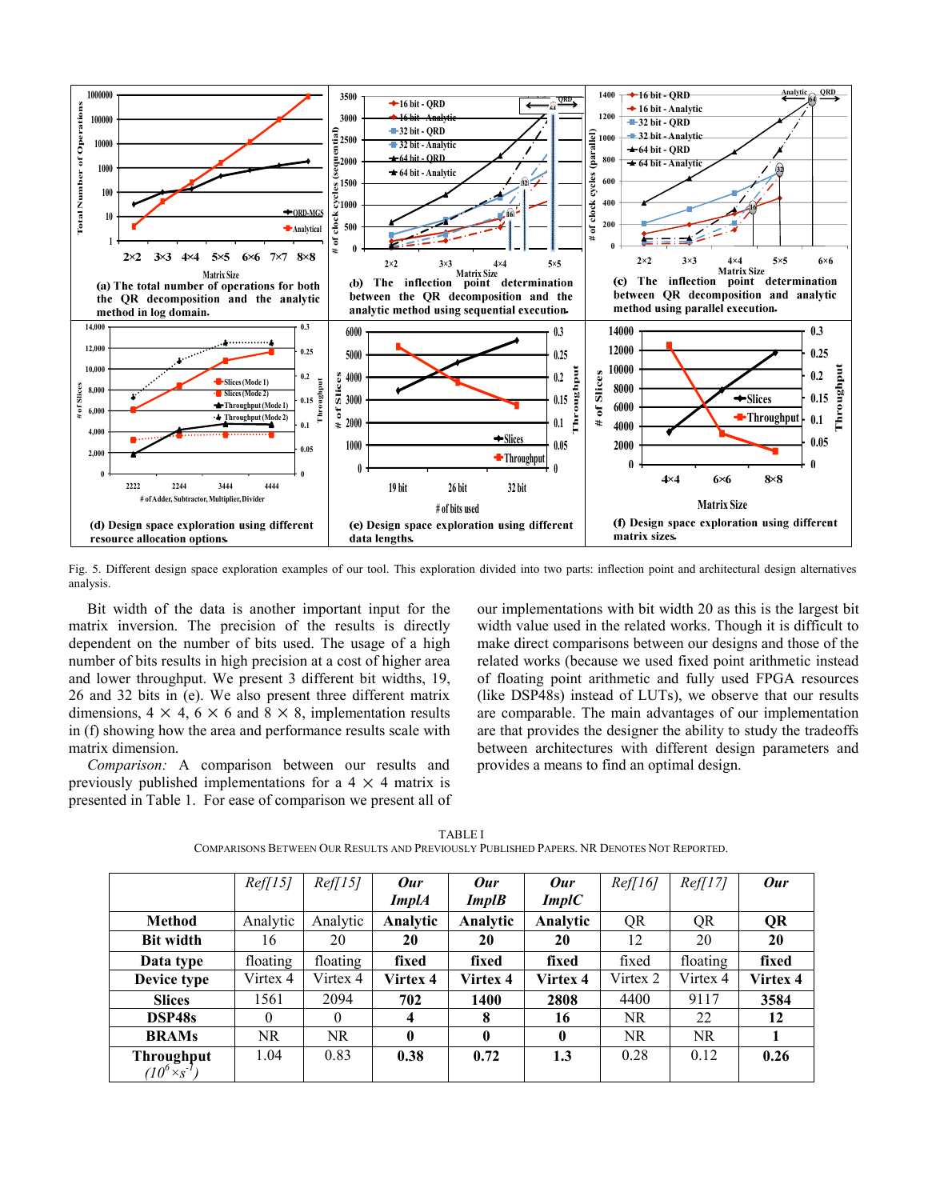Fig. 5. Different design space exploration examples of our tool. This exploration divided into two parts: inflection point and architectural design alternatives analysis.

Bit width of the data is another important input for the matrix inversion. The precision of the results is directly dependent on the number of bits used. The usage of a high number of bits results in high precision at a cost of higher area and lower throughput. We present 3 different bit widths, 19, 26 and 32 bits in (e). We also present three different matrix dimensions, 4 × 4, 6 × 6 and 8 × 8, implementation results in (f) showing how the area and performance results scale with matrix dimension.

*Comparison:* A comparison between our results and previously published implementations for a 4 × 4 matrix is presented in Table 1. For ease of comparison we present all of our implementations with bit width 20 as this is the largest bit width value used in the related works. Though it is difficult to make direct comparisons between our designs and those of the related works (because we used fixed point arithmetic instead of floating point arithmetic and fully used FPGA resources (like DSP48s) instead of LUTs), we observe that our results are comparable. The main advantages of our implementation are that provides the designer the ability to study the tradeoffs between architectures with different design parameters and provides a means to find an optimal design.

TABLE I
COMPARISONS BETWEEN OUR RESULTS AND PREVIOUSLY PUBLISHED PAPERS. NR DENOTES NOT REPORTED.

| | *Ref[15]* | *Ref[15]* | ***Our ImplA*** | ***Our ImplB*** | ***Our ImplC*** | *Ref[16]* | *Ref[17]* | ***Our*** |
|---|---|---|---|---|---|---|---|---|
| **Method** | Analytic | Analytic | **Analytic** | **Analytic** | **Analytic** | QR | QR | **QR** |
| **Bit width** | 16 | 20 | **20** | **20** | **20** | 12 | 20 | **20** |
| **Data type** | floating | floating | **fixed** | **fixed** | **fixed** | fixed | floating | **fixed** |
| **Device type** | Virtex 4 | Virtex 4 | **Virtex 4** | **Virtex 4** | **Virtex 4** | Virtex 2 | Virtex 4 | **Virtex 4** |
| **Slices** | 1561 | 2094 | **702** | **1400** | **2808** | 4400 | 9117 | **3584** |
| **DSP48s** | 0 | 0 | **4** | **8** | **16** | NR | 22 | **12** |
| **BRAMs** | NR | NR | **0** | **0** | **0** | NR | NR | **1** |
| **Throughput** *($10^6 \times s^{-1}$)* | 1.04 | 0.83 | **0.38** | **0.72** | **1.3** | 0.28 | 0.12 | **0.26** |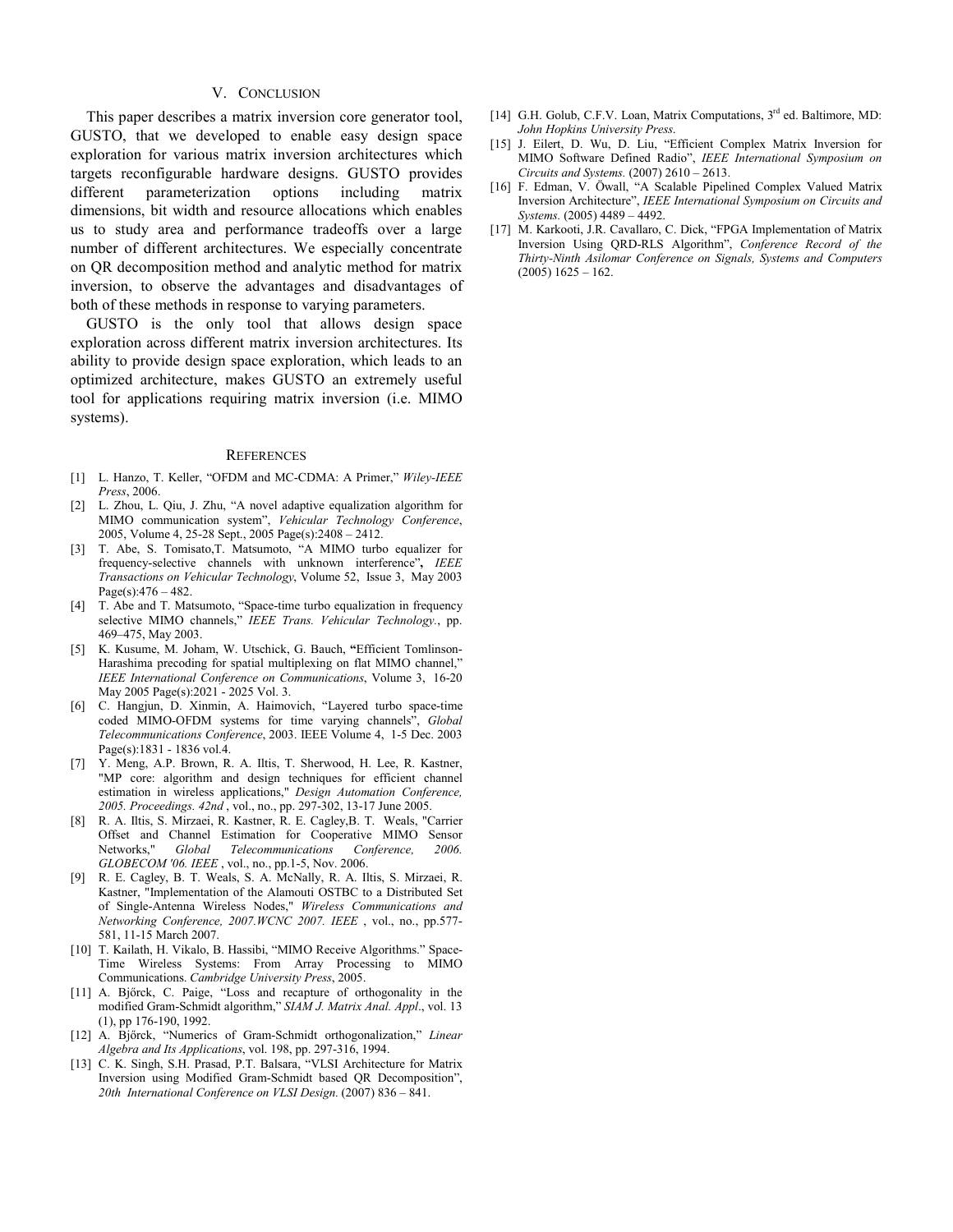## V. CONCLUSION

This paper describes a matrix inversion core generator tool, GUSTO, that we developed to enable easy design space exploration for various matrix inversion architectures which targets reconfigurable hardware designs. GUSTO provides different parameterization options including matrix dimensions, bit width and resource allocations which enables us to study area and performance tradeoffs over a large number of different architectures. We especially concentrate on QR decomposition method and analytic method for matrix inversion, to observe the advantages and disadvantages of both of these methods in response to varying parameters.

GUSTO is the only tool that allows design space exploration across different matrix inversion architectures. Its ability to provide design space exploration, which leads to an optimized architecture, makes GUSTO an extremely useful tool for applications requiring matrix inversion (i.e. MIMO systems).

## REFERENCES

[1] L. Hanzo, T. Keller, "OFDM and MC-CDMA: A Primer," *Wiley-IEEE Press*, 2006.

[2] L. Zhou, L. Qiu, J. Zhu, "A novel adaptive equalization algorithm for MIMO communication system", *Vehicular Technology Conference*, 2005, Volume 4, 25-28 Sept., 2005 Page(s):2408 – 2412.

[3] T. Abe, S. Tomisato,T. Matsumoto, "A MIMO turbo equalizer for frequency-selective channels with unknown interference", *IEEE Transactions on Vehicular Technology*, Volume 52, Issue 3, May 2003 Page(s):476 – 482.

[4] T. Abe and T. Matsumoto, "Space-time turbo equalization in frequency selective MIMO channels," *IEEE Trans. Vehicular Technology.*, pp. 469–475, May 2003.

[5] K. Kusume, M. Joham, W. Utschick, G. Bauch, "Efficient Tomlinson-Harashima precoding for spatial multiplexing on flat MIMO channel," *IEEE International Conference on Communications*, Volume 3, 16-20 May 2005 Page(s):2021 - 2025 Vol. 3.

[6] C. Hangjun, D. Xinmin, A. Haimovich, "Layered turbo space-time coded MIMO-OFDM systems for time varying channels", *Global Telecommunications Conference*, 2003. IEEE Volume 4, 1-5 Dec. 2003 Page(s):1831 - 1836 vol.4.

[7] Y. Meng, A.P. Brown, R. A. Iltis, T. Sherwood, H. Lee, R. Kastner, "MP core: algorithm and design techniques for efficient channel estimation in wireless applications," *Design Automation Conference, 2005. Proceedings. 42nd* , vol., no., pp. 297-302, 13-17 June 2005.

[8] R. A. Iltis, S. Mirzaei, R. Kastner, R. E. Cagley,B. T. Weals, "Carrier Offset and Channel Estimation for Cooperative MIMO Sensor Networks," *Global Telecommunications Conference, 2006. GLOBECOM '06. IEEE* , vol., no., pp.1-5, Nov. 2006.

[9] R. E. Cagley, B. T. Weals, S. A. McNally, R. A. Iltis, S. Mirzaei, R. Kastner, "Implementation of the Alamouti OSTBC to a Distributed Set of Single-Antenna Wireless Nodes," *Wireless Communications and Networking Conference, 2007.WCNC 2007. IEEE* , vol., no., pp.577-581, 11-15 March 2007.

[10] T. Kailath, H. Vikalo, B. Hassibi, "MIMO Receive Algorithms." Space-Time Wireless Systems: From Array Processing to MIMO Communications. *Cambridge University Press*, 2005.

[11] A. Björck, C. Paige, "Loss and recapture of orthogonality in the modified Gram-Schmidt algorithm," *SIAM J. Matrix Anal. Appl*., vol. 13 (1), pp 176-190, 1992.

[12] A. Björck, "Numerics of Gram-Schmidt orthogonalization," *Linear Algebra and Its Applications*, vol. 198, pp. 297-316, 1994.

[13] C. K. Singh, S.H. Prasad, P.T. Balsara, "VLSI Architecture for Matrix Inversion using Modified Gram-Schmidt based QR Decomposition", *20th International Conference on VLSI Design.* (2007) 836 – 841.

[14] G.H. Golub, C.F.V. Loan, Matrix Computations, 3rd ed. Baltimore, MD: *John Hopkins University Press.*

[15] J. Eilert, D. Wu, D. Liu, "Efficient Complex Matrix Inversion for MIMO Software Defined Radio", *IEEE International Symposium on Circuits and Systems.* (2007) 2610 – 2613.

[16] F. Edman, V. Öwall, "A Scalable Pipelined Complex Valued Matrix Inversion Architecture", *IEEE International Symposium on Circuits and Systems.* (2005) 4489 – 4492.

[17] M. Karkooti, J.R. Cavallaro, C. Dick, "FPGA Implementation of Matrix Inversion Using QRD-RLS Algorithm", *Conference Record of the Thirty-Ninth Asilomar Conference on Signals, Systems and Computers* (2005) 1625 – 162.